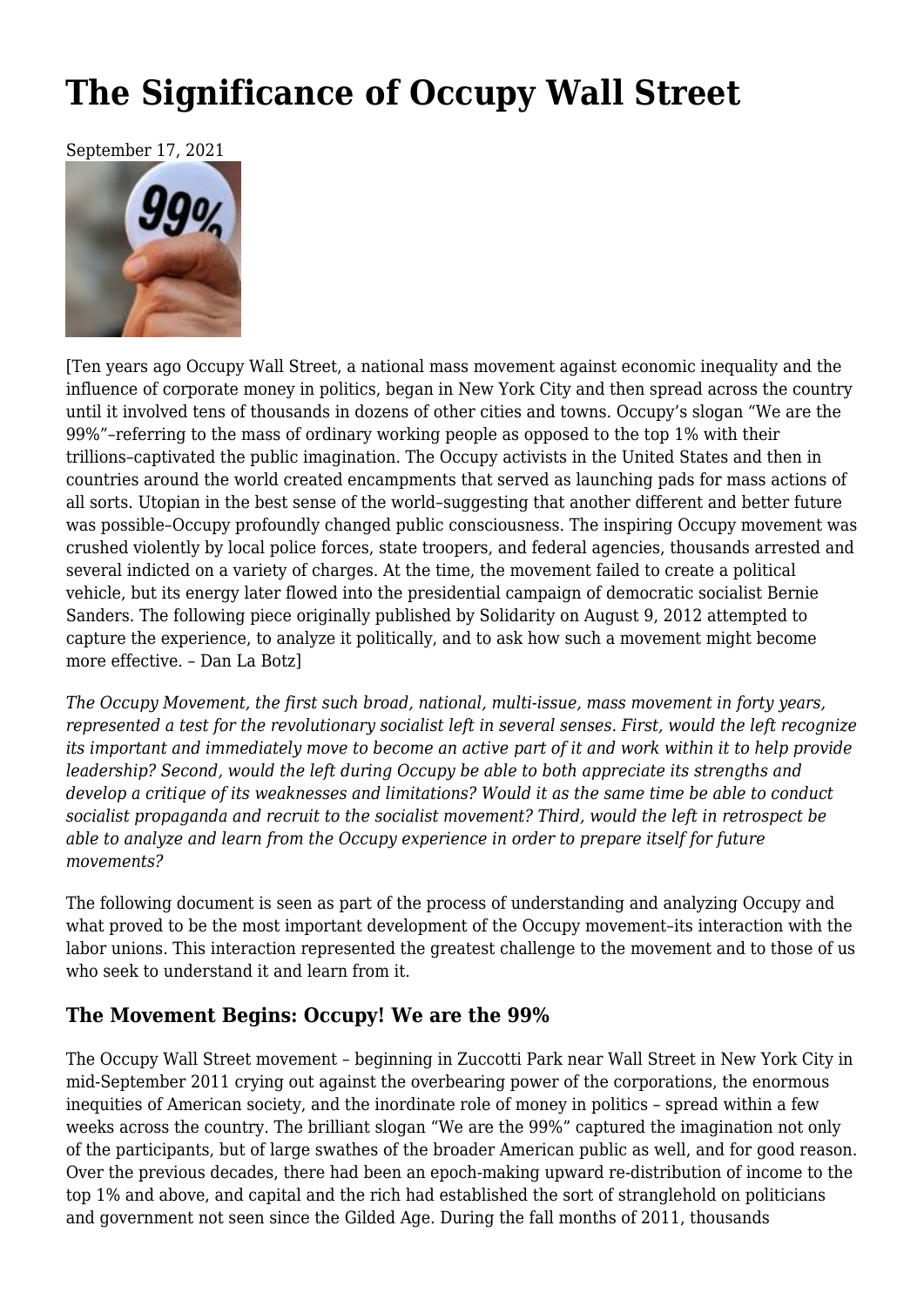# The Significance of Occupy Wall Street

September 17, 2021

[Ten years ago Occupy Wall Street, a national mass movement against economic inequality and the influence of corporate money in politics, began in New York City and then spread across the country until it involved tens of thousands in dozens of other cities and towns. Occupy's slogan "We are the 99%"–referring to the mass of ordinary working people as opposed to the top 1% with their trillions–captivated the public imagination. The Occupy activists in the United States and then in countries around the world created encampments that served as launching pads for mass actions of all sorts. Utopian in the best sense of the world–suggesting that another different and better future was possible–Occupy profoundly changed public consciousness. The inspiring Occupy movement was crushed violently by local police forces, state troopers, and federal agencies, thousands arrested and several indicted on a variety of charges. At the time, the movement failed to create a political vehicle, but its energy later flowed into the presidential campaign of democratic socialist Bernie Sanders. The following piece originally published by Solidarity on August 9, 2012 attempted to capture the experience, to analyze it politically, and to ask how such a movement might become more effective. – Dan La Botz]

*The Occupy Movement, the first such broad, national, multi-issue, mass movement in forty years, represented a test for the revolutionary socialist left in several senses. First, would the left recognize its important and immediately move to become an active part of it and work within it to help provide leadership? Second, would the left during Occupy be able to both appreciate its strengths and develop a critique of its weaknesses and limitations? Would it as the same time be able to conduct socialist propaganda and recruit to the socialist movement? Third, would the left in retrospect be able to analyze and learn from the Occupy experience in order to prepare itself for future movements?*

The following document is seen as part of the process of understanding and analyzing Occupy and what proved to be the most important development of the Occupy movement–its interaction with the labor unions. This interaction represented the greatest challenge to the movement and to those of us who seek to understand it and learn from it.

### The Movement Begins: Occupy! We are the 99%

The Occupy Wall Street movement – beginning in Zuccotti Park near Wall Street in New York City in mid-September 2011 crying out against the overbearing power of the corporations, the enormous inequities of American society, and the inordinate role of money in politics – spread within a few weeks across the country. The brilliant slogan "We are the 99%" captured the imagination not only of the participants, but of large swathes of the broader American public as well, and for good reason. Over the previous decades, there had been an epoch-making upward re-distribution of income to the top 1% and above, and capital and the rich had established the sort of stranglehold on politicians and government not seen since the Gilded Age. During the fall months of 2011, thousands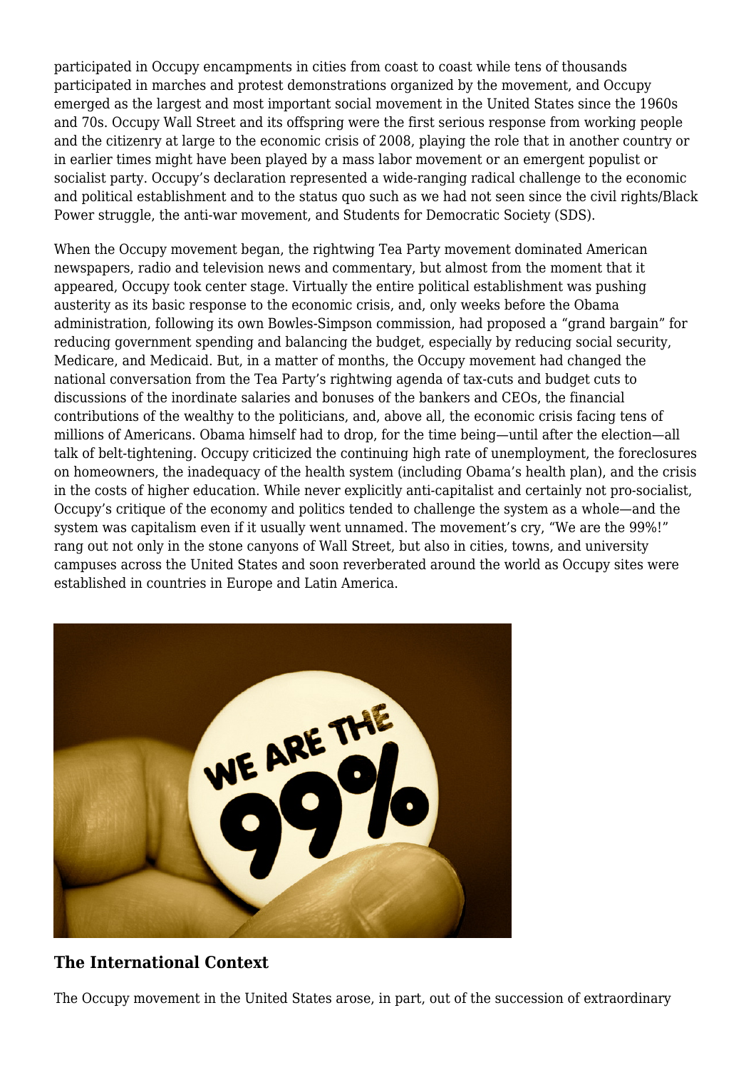participated in Occupy encampments in cities from coast to coast while tens of thousands participated in marches and protest demonstrations organized by the movement, and Occupy emerged as the largest and most important social movement in the United States since the 1960s and 70s. Occupy Wall Street and its offspring were the first serious response from working people and the citizenry at large to the economic crisis of 2008, playing the role that in another country or in earlier times might have been played by a mass labor movement or an emergent populist or socialist party. Occupy's declaration represented a wide-ranging radical challenge to the economic and political establishment and to the status quo such as we had not seen since the civil rights/Black Power struggle, the anti-war movement, and Students for Democratic Society (SDS).

When the Occupy movement began, the rightwing Tea Party movement dominated American newspapers, radio and television news and commentary, but almost from the moment that it appeared, Occupy took center stage. Virtually the entire political establishment was pushing austerity as its basic response to the economic crisis, and, only weeks before the Obama administration, following its own Bowles-Simpson commission, had proposed a "grand bargain" for reducing government spending and balancing the budget, especially by reducing social security, Medicare, and Medicaid. But, in a matter of months, the Occupy movement had changed the national conversation from the Tea Party's rightwing agenda of tax-cuts and budget cuts to discussions of the inordinate salaries and bonuses of the bankers and CEOs, the financial contributions of the wealthy to the politicians, and, above all, the economic crisis facing tens of millions of Americans. Obama himself had to drop, for the time being—until after the election—all talk of belt-tightening. Occupy criticized the continuing high rate of unemployment, the foreclosures on homeowners, the inadequacy of the health system (including Obama's health plan), and the crisis in the costs of higher education. While never explicitly anti-capitalist and certainly not pro-socialist, Occupy's critique of the economy and politics tended to challenge the system as a whole—and the system was capitalism even if it usually went unnamed. The movement's cry, "We are the 99%!" rang out not only in the stone canyons of Wall Street, but also in cities, towns, and university campuses across the United States and soon reverberated around the world as Occupy sites were established in countries in Europe and Latin America.

## The International Context

The Occupy movement in the United States arose, in part, out of the succession of extraordinary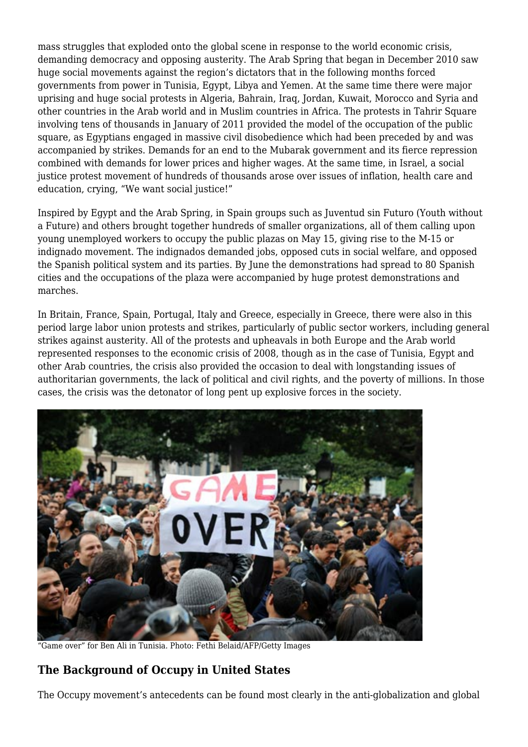mass struggles that exploded onto the global scene in response to the world economic crisis, demanding democracy and opposing austerity. The Arab Spring that began in December 2010 saw huge social movements against the region's dictators that in the following months forced governments from power in Tunisia, Egypt, Libya and Yemen. At the same time there were major uprising and huge social protests in Algeria, Bahrain, Iraq, Jordan, Kuwait, Morocco and Syria and other countries in the Arab world and in Muslim countries in Africa. The protests in Tahrir Square involving tens of thousands in January of 2011 provided the model of the occupation of the public square, as Egyptians engaged in massive civil disobedience which had been preceded by and was accompanied by strikes. Demands for an end to the Mubarak government and its fierce repression combined with demands for lower prices and higher wages. At the same time, in Israel, a social justice protest movement of hundreds of thousands arose over issues of inflation, health care and education, crying, "We want social justice!"

Inspired by Egypt and the Arab Spring, in Spain groups such as Juventud sin Futuro (Youth without a Future) and others brought together hundreds of smaller organizations, all of them calling upon young unemployed workers to occupy the public plazas on May 15, giving rise to the M-15 or indignado movement. The indignados demanded jobs, opposed cuts in social welfare, and opposed the Spanish political system and its parties. By June the demonstrations had spread to 80 Spanish cities and the occupations of the plaza were accompanied by huge protest demonstrations and marches.

In Britain, France, Spain, Portugal, Italy and Greece, especially in Greece, there were also in this period large labor union protests and strikes, particularly of public sector workers, including general strikes against austerity. All of the protests and upheavals in both Europe and the Arab world represented responses to the economic crisis of 2008, though as in the case of Tunisia, Egypt and other Arab countries, the crisis also provided the occasion to deal with longstanding issues of authoritarian governments, the lack of political and civil rights, and the poverty of millions. In those cases, the crisis was the detonator of long pent up explosive forces in the society.

"Game over" for Ben Ali in Tunisia. Photo: Fethi Belaid/AFP/Getty Images

## The Background of Occupy in United States

The Occupy movement's antecedents can be found most clearly in the anti-globalization and global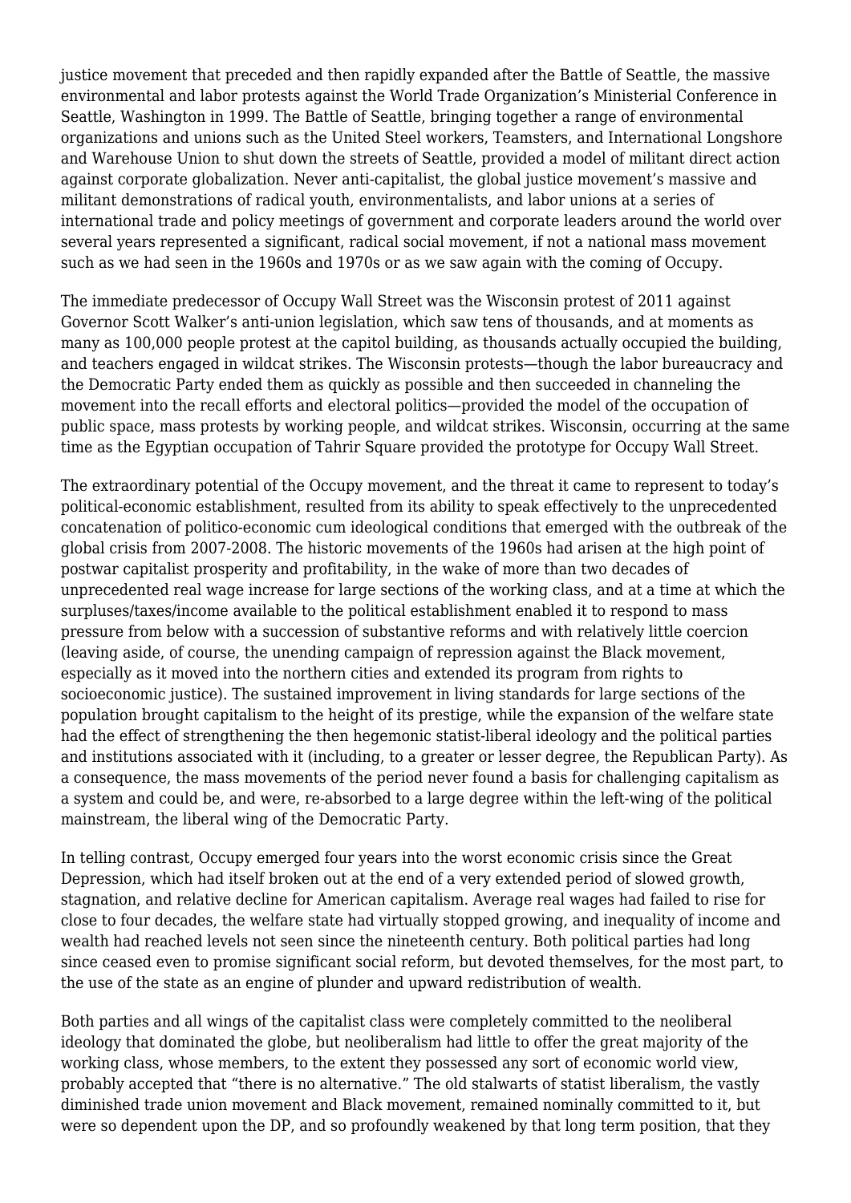justice movement that preceded and then rapidly expanded after the Battle of Seattle, the massive environmental and labor protests against the World Trade Organization's Ministerial Conference in Seattle, Washington in 1999. The Battle of Seattle, bringing together a range of environmental organizations and unions such as the United Steel workers, Teamsters, and International Longshore and Warehouse Union to shut down the streets of Seattle, provided a model of militant direct action against corporate globalization. Never anti-capitalist, the global justice movement's massive and militant demonstrations of radical youth, environmentalists, and labor unions at a series of international trade and policy meetings of government and corporate leaders around the world over several years represented a significant, radical social movement, if not a national mass movement such as we had seen in the 1960s and 1970s or as we saw again with the coming of Occupy.

The immediate predecessor of Occupy Wall Street was the Wisconsin protest of 2011 against Governor Scott Walker's anti-union legislation, which saw tens of thousands, and at moments as many as 100,000 people protest at the capitol building, as thousands actually occupied the building, and teachers engaged in wildcat strikes. The Wisconsin protests—though the labor bureaucracy and the Democratic Party ended them as quickly as possible and then succeeded in channeling the movement into the recall efforts and electoral politics—provided the model of the occupation of public space, mass protests by working people, and wildcat strikes. Wisconsin, occurring at the same time as the Egyptian occupation of Tahrir Square provided the prototype for Occupy Wall Street.

The extraordinary potential of the Occupy movement, and the threat it came to represent to today's political-economic establishment, resulted from its ability to speak effectively to the unprecedented concatenation of politico-economic cum ideological conditions that emerged with the outbreak of the global crisis from 2007-2008. The historic movements of the 1960s had arisen at the high point of postwar capitalist prosperity and profitability, in the wake of more than two decades of unprecedented real wage increase for large sections of the working class, and at a time at which the surpluses/taxes/income available to the political establishment enabled it to respond to mass pressure from below with a succession of substantive reforms and with relatively little coercion (leaving aside, of course, the unending campaign of repression against the Black movement, especially as it moved into the northern cities and extended its program from rights to socioeconomic justice). The sustained improvement in living standards for large sections of the population brought capitalism to the height of its prestige, while the expansion of the welfare state had the effect of strengthening the then hegemonic statist-liberal ideology and the political parties and institutions associated with it (including, to a greater or lesser degree, the Republican Party). As a consequence, the mass movements of the period never found a basis for challenging capitalism as a system and could be, and were, re-absorbed to a large degree within the left-wing of the political mainstream, the liberal wing of the Democratic Party.

In telling contrast, Occupy emerged four years into the worst economic crisis since the Great Depression, which had itself broken out at the end of a very extended period of slowed growth, stagnation, and relative decline for American capitalism. Average real wages had failed to rise for close to four decades, the welfare state had virtually stopped growing, and inequality of income and wealth had reached levels not seen since the nineteenth century. Both political parties had long since ceased even to promise significant social reform, but devoted themselves, for the most part, to the use of the state as an engine of plunder and upward redistribution of wealth.

Both parties and all wings of the capitalist class were completely committed to the neoliberal ideology that dominated the globe, but neoliberalism had little to offer the great majority of the working class, whose members, to the extent they possessed any sort of economic world view, probably accepted that "there is no alternative." The old stalwarts of statist liberalism, the vastly diminished trade union movement and Black movement, remained nominally committed to it, but were so dependent upon the DP, and so profoundly weakened by that long term position, that they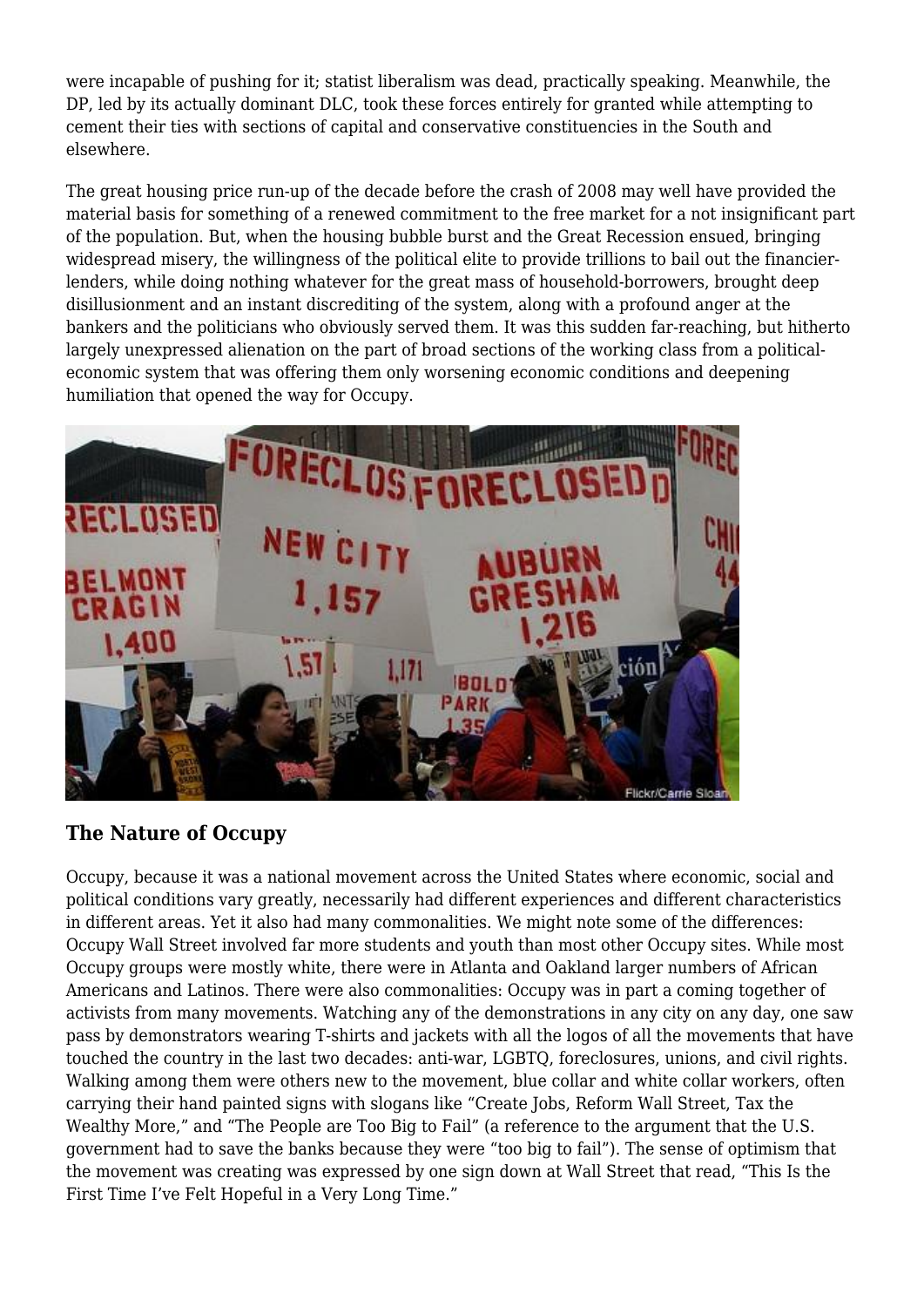were incapable of pushing for it; statist liberalism was dead, practically speaking. Meanwhile, the DP, led by its actually dominant DLC, took these forces entirely for granted while attempting to cement their ties with sections of capital and conservative constituencies in the South and elsewhere.

The great housing price run-up of the decade before the crash of 2008 may well have provided the material basis for something of a renewed commitment to the free market for a not insignificant part of the population. But, when the housing bubble burst and the Great Recession ensued, bringing widespread misery, the willingness of the political elite to provide trillions to bail out the financier-lenders, while doing nothing whatever for the great mass of household-borrowers, brought deep disillusionment and an instant discrediting of the system, along with a profound anger at the bankers and the politicians who obviously served them. It was this sudden far-reaching, but hitherto largely unexpressed alienation on the part of broad sections of the working class from a political-economic system that was offering them only worsening economic conditions and deepening humiliation that opened the way for Occupy.

## The Nature of Occupy

Occupy, because it was a national movement across the United States where economic, social and political conditions vary greatly, necessarily had different experiences and different characteristics in different areas. Yet it also had many commonalities. We might note some of the differences: Occupy Wall Street involved far more students and youth than most other Occupy sites. While most Occupy groups were mostly white, there were in Atlanta and Oakland larger numbers of African Americans and Latinos. There were also commonalities: Occupy was in part a coming together of activists from many movements. Watching any of the demonstrations in any city on any day, one saw pass by demonstrators wearing T-shirts and jackets with all the logos of all the movements that have touched the country in the last two decades: anti-war, LGBTQ, foreclosures, unions, and civil rights. Walking among them were others new to the movement, blue collar and white collar workers, often carrying their hand painted signs with slogans like "Create Jobs, Reform Wall Street, Tax the Wealthy More," and "The People are Too Big to Fail" (a reference to the argument that the U.S. government had to save the banks because they were "too big to fail"). The sense of optimism that the movement was creating was expressed by one sign down at Wall Street that read, "This Is the First Time I've Felt Hopeful in a Very Long Time."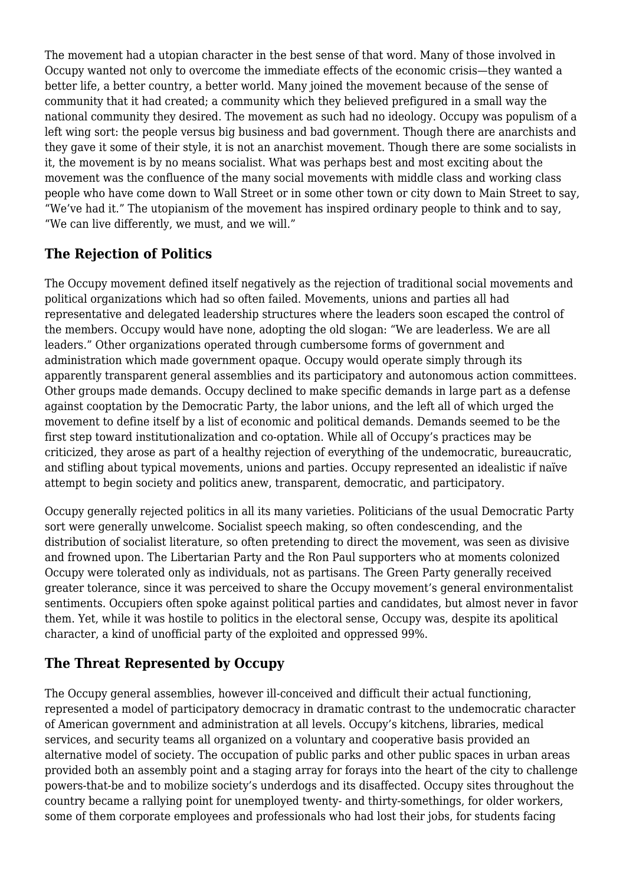The movement had a utopian character in the best sense of that word. Many of those involved in Occupy wanted not only to overcome the immediate effects of the economic crisis—they wanted a better life, a better country, a better world. Many joined the movement because of the sense of community that it had created; a community which they believed prefigured in a small way the national community they desired. The movement as such had no ideology. Occupy was populism of a left wing sort: the people versus big business and bad government. Though there are anarchists and they gave it some of their style, it is not an anarchist movement. Though there are some socialists in it, the movement is by no means socialist. What was perhaps best and most exciting about the movement was the confluence of the many social movements with middle class and working class people who have come down to Wall Street or in some other town or city down to Main Street to say, "We've had it." The utopianism of the movement has inspired ordinary people to think and to say, "We can live differently, we must, and we will."

## The Rejection of Politics

The Occupy movement defined itself negatively as the rejection of traditional social movements and political organizations which had so often failed. Movements, unions and parties all had representative and delegated leadership structures where the leaders soon escaped the control of the members. Occupy would have none, adopting the old slogan: "We are leaderless. We are all leaders." Other organizations operated through cumbersome forms of government and administration which made government opaque. Occupy would operate simply through its apparently transparent general assemblies and its participatory and autonomous action committees. Other groups made demands. Occupy declined to make specific demands in large part as a defense against cooptation by the Democratic Party, the labor unions, and the left all of which urged the movement to define itself by a list of economic and political demands. Demands seemed to be the first step toward institutionalization and co-optation. While all of Occupy's practices may be criticized, they arose as part of a healthy rejection of everything of the undemocratic, bureaucratic, and stifling about typical movements, unions and parties. Occupy represented an idealistic if naïve attempt to begin society and politics anew, transparent, democratic, and participatory.

Occupy generally rejected politics in all its many varieties. Politicians of the usual Democratic Party sort were generally unwelcome. Socialist speech making, so often condescending, and the distribution of socialist literature, so often pretending to direct the movement, was seen as divisive and frowned upon. The Libertarian Party and the Ron Paul supporters who at moments colonized Occupy were tolerated only as individuals, not as partisans. The Green Party generally received greater tolerance, since it was perceived to share the Occupy movement's general environmentalist sentiments. Occupiers often spoke against political parties and candidates, but almost never in favor them. Yet, while it was hostile to politics in the electoral sense, Occupy was, despite its apolitical character, a kind of unofficial party of the exploited and oppressed 99%.

## The Threat Represented by Occupy

The Occupy general assemblies, however ill-conceived and difficult their actual functioning, represented a model of participatory democracy in dramatic contrast to the undemocratic character of American government and administration at all levels. Occupy's kitchens, libraries, medical services, and security teams all organized on a voluntary and cooperative basis provided an alternative model of society. The occupation of public parks and other public spaces in urban areas provided both an assembly point and a staging array for forays into the heart of the city to challenge powers-that-be and to mobilize society's underdogs and its disaffected. Occupy sites throughout the country became a rallying point for unemployed twenty- and thirty-somethings, for older workers, some of them corporate employees and professionals who had lost their jobs, for students facing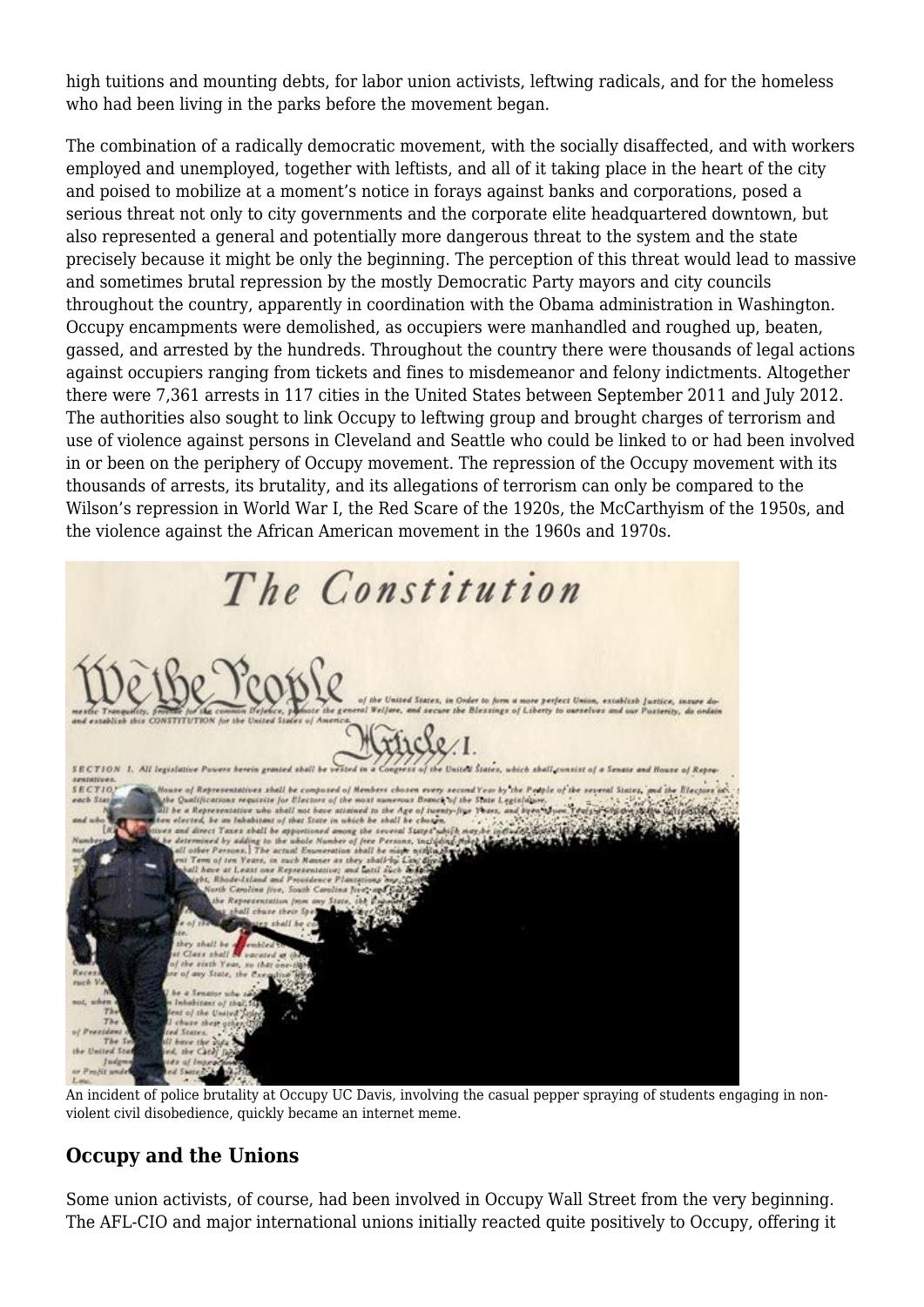high tuitions and mounting debts, for labor union activists, leftwing radicals, and for the homeless who had been living in the parks before the movement began.

The combination of a radically democratic movement, with the socially disaffected, and with workers employed and unemployed, together with leftists, and all of it taking place in the heart of the city and poised to mobilize at a moment's notice in forays against banks and corporations, posed a serious threat not only to city governments and the corporate elite headquartered downtown, but also represented a general and potentially more dangerous threat to the system and the state precisely because it might be only the beginning. The perception of this threat would lead to massive and sometimes brutal repression by the mostly Democratic Party mayors and city councils throughout the country, apparently in coordination with the Obama administration in Washington. Occupy encampments were demolished, as occupiers were manhandled and roughed up, beaten, gassed, and arrested by the hundreds. Throughout the country there were thousands of legal actions against occupiers ranging from tickets and fines to misdemeanor and felony indictments. Altogether there were 7,361 arrests in 117 cities in the United States between September 2011 and July 2012. The authorities also sought to link Occupy to leftwing group and brought charges of terrorism and use of violence against persons in Cleveland and Seattle who could be linked to or had been involved in or been on the periphery of Occupy movement. The repression of the Occupy movement with its thousands of arrests, its brutality, and its allegations of terrorism can only be compared to the Wilson's repression in World War I, the Red Scare of the 1920s, the McCarthyism of the 1950s, and the violence against the African American movement in the 1960s and 1970s.

An incident of police brutality at Occupy UC Davis, involving the casual pepper spraying of students engaging in non-violent civil disobedience, quickly became an internet meme.

## Occupy and the Unions

Some union activists, of course, had been involved in Occupy Wall Street from the very beginning. The AFL-CIO and major international unions initially reacted quite positively to Occupy, offering it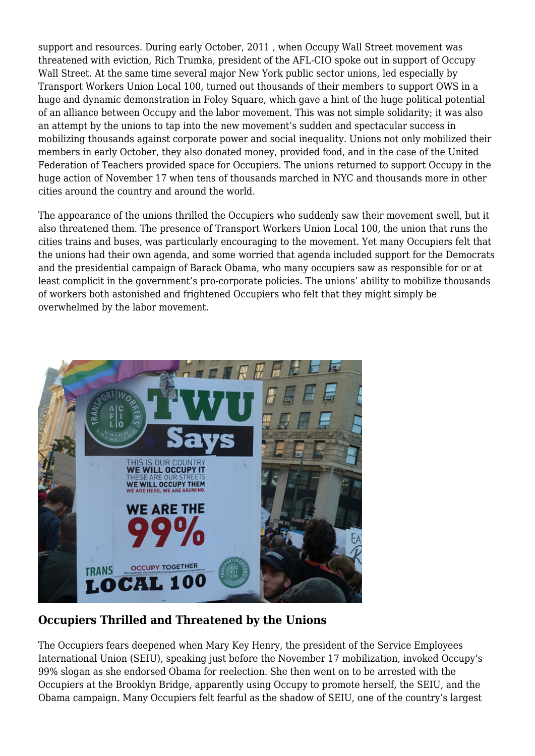support and resources. During early October, 2011 , when Occupy Wall Street movement was threatened with eviction, Rich Trumka, president of the AFL-CIO spoke out in support of Occupy Wall Street. At the same time several major New York public sector unions, led especially by Transport Workers Union Local 100, turned out thousands of their members to support OWS in a huge and dynamic demonstration in Foley Square, which gave a hint of the huge political potential of an alliance between Occupy and the labor movement. This was not simple solidarity; it was also an attempt by the unions to tap into the new movement's sudden and spectacular success in mobilizing thousands against corporate power and social inequality. Unions not only mobilized their members in early October, they also donated money, provided food, and in the case of the United Federation of Teachers provided space for Occupiers. The unions returned to support Occupy in the huge action of November 17 when tens of thousands marched in NYC and thousands more in other cities around the country and around the world.

The appearance of the unions thrilled the Occupiers who suddenly saw their movement swell, but it also threatened them. The presence of Transport Workers Union Local 100, the union that runs the cities trains and buses, was particularly encouraging to the movement. Yet many Occupiers felt that the unions had their own agenda, and some worried that agenda included support for the Democrats and the presidential campaign of Barack Obama, who many occupiers saw as responsible for or at least complicit in the government's pro-corporate policies. The unions' ability to mobilize thousands of workers both astonished and frightened Occupiers who felt that they might simply be overwhelmed by the labor movement.

### Occupiers Thrilled and Threatened by the Unions

The Occupiers fears deepened when Mary Key Henry, the president of the Service Employees International Union (SEIU), speaking just before the November 17 mobilization, invoked Occupy's 99% slogan as she endorsed Obama for reelection. She then went on to be arrested with the Occupiers at the Brooklyn Bridge, apparently using Occupy to promote herself, the SEIU, and the Obama campaign. Many Occupiers felt fearful as the shadow of SEIU, one of the country's largest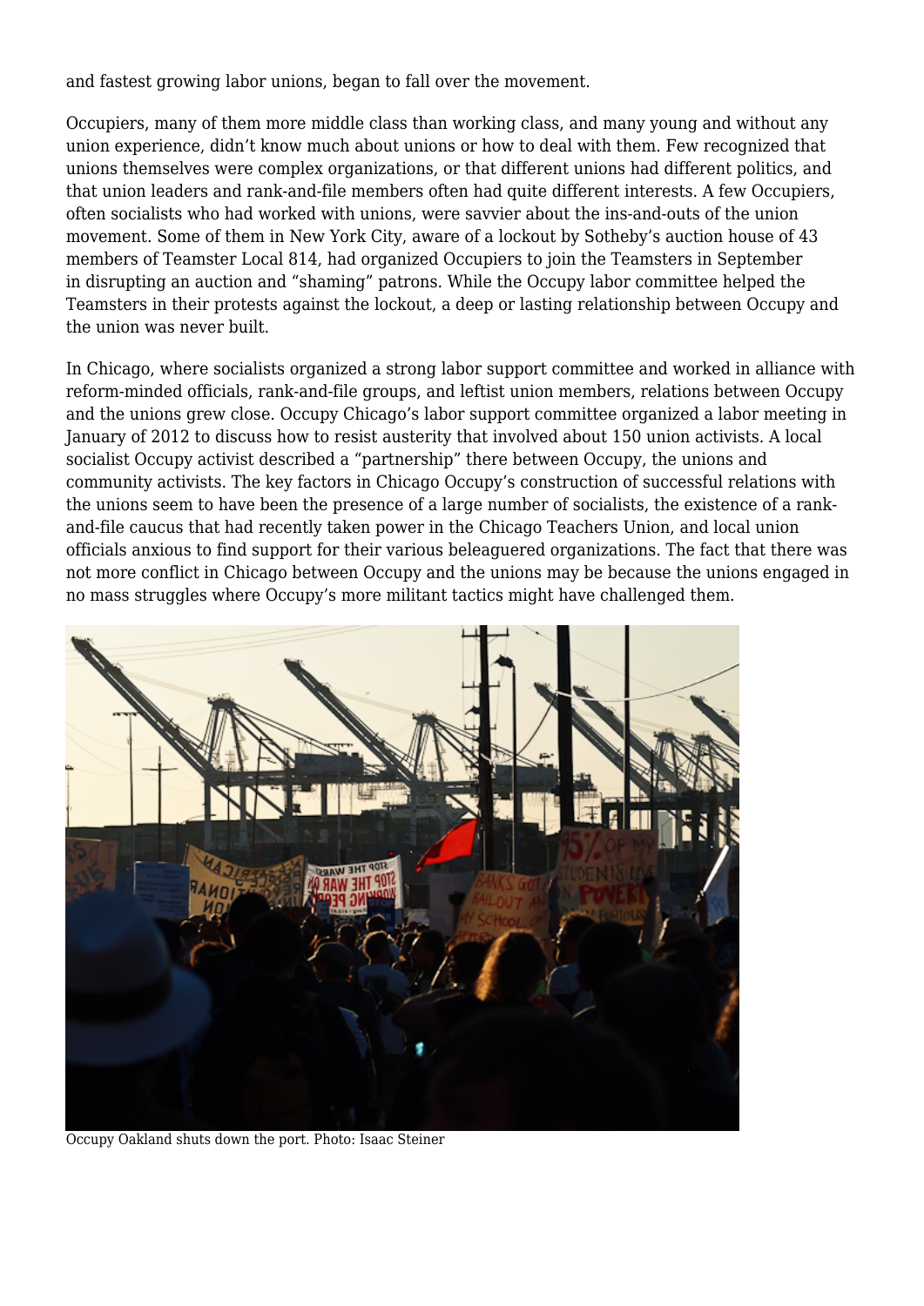and fastest growing labor unions, began to fall over the movement.

Occupiers, many of them more middle class than working class, and many young and without any union experience, didn't know much about unions or how to deal with them. Few recognized that unions themselves were complex organizations, or that different unions had different politics, and that union leaders and rank-and-file members often had quite different interests. A few Occupiers, often socialists who had worked with unions, were savvier about the ins-and-outs of the union movement. Some of them in New York City, aware of a lockout by Sotheby's auction house of 43 members of Teamster Local 814, had organized Occupiers to join the Teamsters in September in disrupting an auction and "shaming" patrons. While the Occupy labor committee helped the Teamsters in their protests against the lockout, a deep or lasting relationship between Occupy and the union was never built.

In Chicago, where socialists organized a strong labor support committee and worked in alliance with reform-minded officials, rank-and-file groups, and leftist union members, relations between Occupy and the unions grew close. Occupy Chicago's labor support committee organized a labor meeting in January of 2012 to discuss how to resist austerity that involved about 150 union activists. A local socialist Occupy activist described a "partnership" there between Occupy, the unions and community activists. The key factors in Chicago Occupy's construction of successful relations with the unions seem to have been the presence of a large number of socialists, the existence of a rank-and-file caucus that had recently taken power in the Chicago Teachers Union, and local union officials anxious to find support for their various beleaguered organizations. The fact that there was not more conflict in Chicago between Occupy and the unions may be because the unions engaged in no mass struggles where Occupy's more militant tactics might have challenged them.

Occupy Oakland shuts down the port. Photo: Isaac Steiner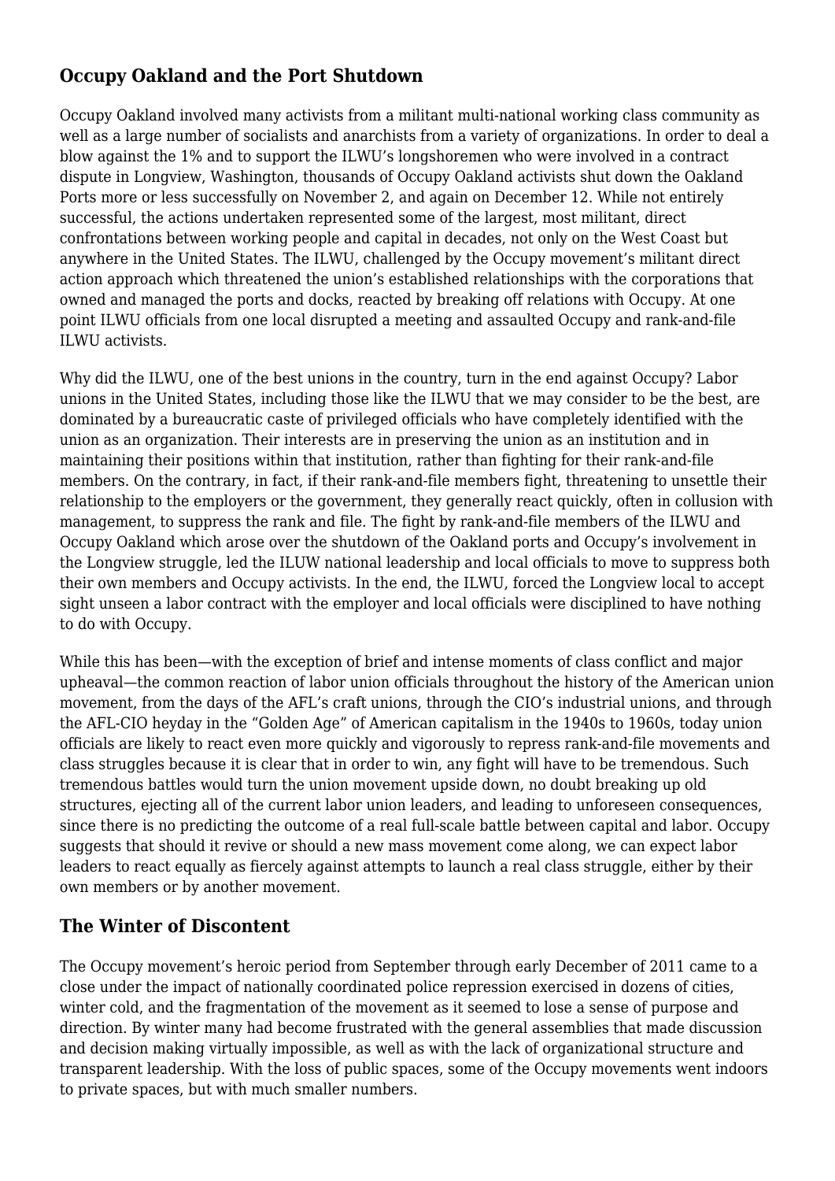## Occupy Oakland and the Port Shutdown

Occupy Oakland involved many activists from a militant multi-national working class community as well as a large number of socialists and anarchists from a variety of organizations. In order to deal a blow against the 1% and to support the ILWU's longshoremen who were involved in a contract dispute in Longview, Washington, thousands of Occupy Oakland activists shut down the Oakland Ports more or less successfully on November 2, and again on December 12. While not entirely successful, the actions undertaken represented some of the largest, most militant, direct confrontations between working people and capital in decades, not only on the West Coast but anywhere in the United States. The ILWU, challenged by the Occupy movement's militant direct action approach which threatened the union's established relationships with the corporations that owned and managed the ports and docks, reacted by breaking off relations with Occupy. At one point ILWU officials from one local disrupted a meeting and assaulted Occupy and rank-and-file ILWU activists.

Why did the ILWU, one of the best unions in the country, turn in the end against Occupy? Labor unions in the United States, including those like the ILWU that we may consider to be the best, are dominated by a bureaucratic caste of privileged officials who have completely identified with the union as an organization. Their interests are in preserving the union as an institution and in maintaining their positions within that institution, rather than fighting for their rank-and-file members. On the contrary, in fact, if their rank-and-file members fight, threatening to unsettle their relationship to the employers or the government, they generally react quickly, often in collusion with management, to suppress the rank and file. The fight by rank-and-file members of the ILWU and Occupy Oakland which arose over the shutdown of the Oakland ports and Occupy's involvement in the Longview struggle, led the ILUW national leadership and local officials to move to suppress both their own members and Occupy activists. In the end, the ILWU, forced the Longview local to accept sight unseen a labor contract with the employer and local officials were disciplined to have nothing to do with Occupy.

While this has been—with the exception of brief and intense moments of class conflict and major upheaval—the common reaction of labor union officials throughout the history of the American union movement, from the days of the AFL's craft unions, through the CIO's industrial unions, and through the AFL-CIO heyday in the "Golden Age" of American capitalism in the 1940s to 1960s, today union officials are likely to react even more quickly and vigorously to repress rank-and-file movements and class struggles because it is clear that in order to win, any fight will have to be tremendous. Such tremendous battles would turn the union movement upside down, no doubt breaking up old structures, ejecting all of the current labor union leaders, and leading to unforeseen consequences, since there is no predicting the outcome of a real full-scale battle between capital and labor. Occupy suggests that should it revive or should a new mass movement come along, we can expect labor leaders to react equally as fiercely against attempts to launch a real class struggle, either by their own members or by another movement.

## The Winter of Discontent

The Occupy movement's heroic period from September through early December of 2011 came to a close under the impact of nationally coordinated police repression exercised in dozens of cities, winter cold, and the fragmentation of the movement as it seemed to lose a sense of purpose and direction. By winter many had become frustrated with the general assemblies that made discussion and decision making virtually impossible, as well as with the lack of organizational structure and transparent leadership. With the loss of public spaces, some of the Occupy movements went indoors to private spaces, but with much smaller numbers.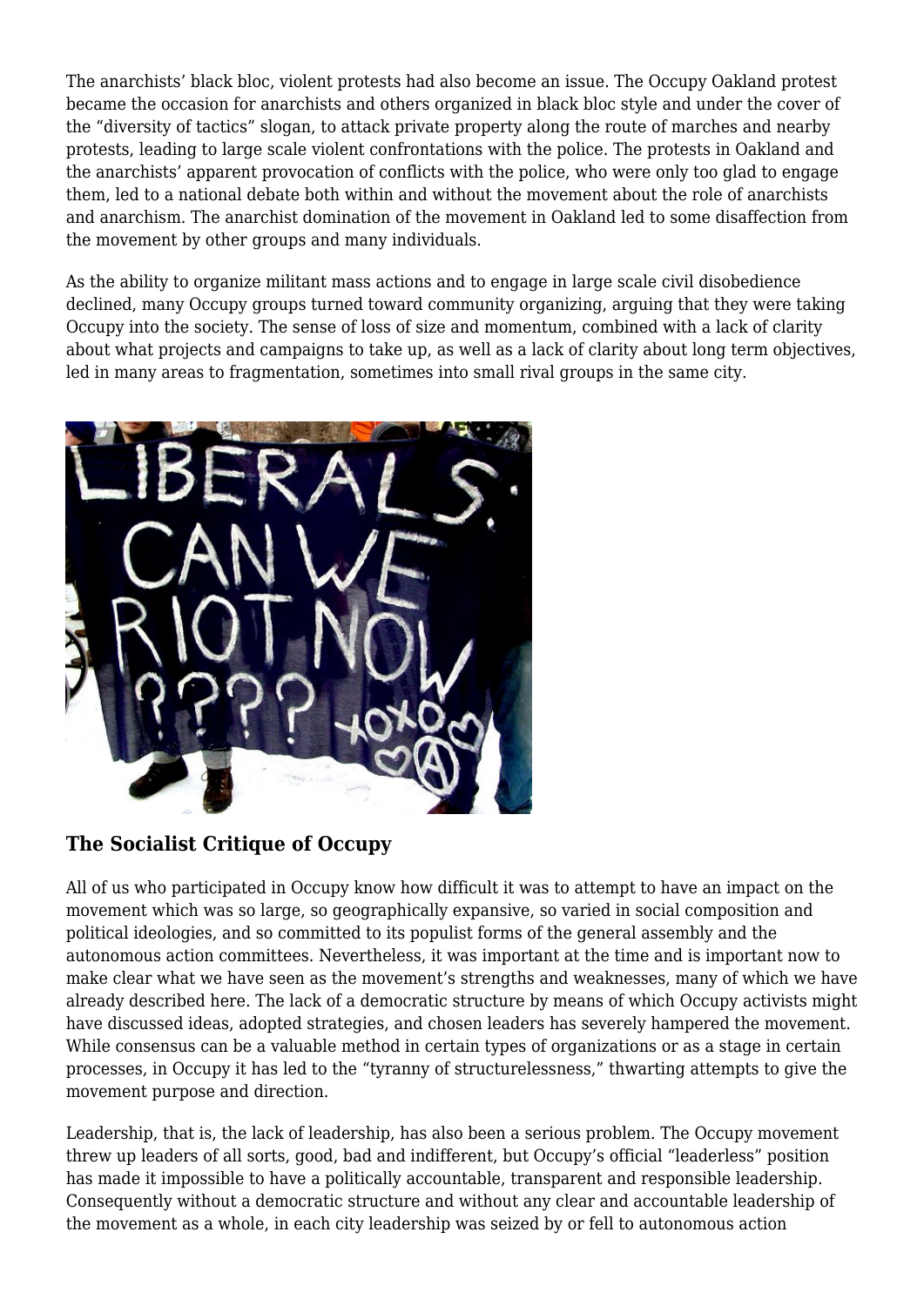The anarchists' black bloc, violent protests had also become an issue. The Occupy Oakland protest became the occasion for anarchists and others organized in black bloc style and under the cover of the "diversity of tactics" slogan, to attack private property along the route of marches and nearby protests, leading to large scale violent confrontations with the police. The protests in Oakland and the anarchists' apparent provocation of conflicts with the police, who were only too glad to engage them, led to a national debate both within and without the movement about the role of anarchists and anarchism. The anarchist domination of the movement in Oakland led to some disaffection from the movement by other groups and many individuals.

As the ability to organize militant mass actions and to engage in large scale civil disobedience declined, many Occupy groups turned toward community organizing, arguing that they were taking Occupy into the society. The sense of loss of size and momentum, combined with a lack of clarity about what projects and campaigns to take up, as well as a lack of clarity about long term objectives, led in many areas to fragmentation, sometimes into small rival groups in the same city.

### The Socialist Critique of Occupy

All of us who participated in Occupy know how difficult it was to attempt to have an impact on the movement which was so large, so geographically expansive, so varied in social composition and political ideologies, and so committed to its populist forms of the general assembly and the autonomous action committees. Nevertheless, it was important at the time and is important now to make clear what we have seen as the movement's strengths and weaknesses, many of which we have already described here. The lack of a democratic structure by means of which Occupy activists might have discussed ideas, adopted strategies, and chosen leaders has severely hampered the movement. While consensus can be a valuable method in certain types of organizations or as a stage in certain processes, in Occupy it has led to the "tyranny of structurelessness," thwarting attempts to give the movement purpose and direction.

Leadership, that is, the lack of leadership, has also been a serious problem. The Occupy movement threw up leaders of all sorts, good, bad and indifferent, but Occupy's official "leaderless" position has made it impossible to have a politically accountable, transparent and responsible leadership. Consequently without a democratic structure and without any clear and accountable leadership of the movement as a whole, in each city leadership was seized by or fell to autonomous action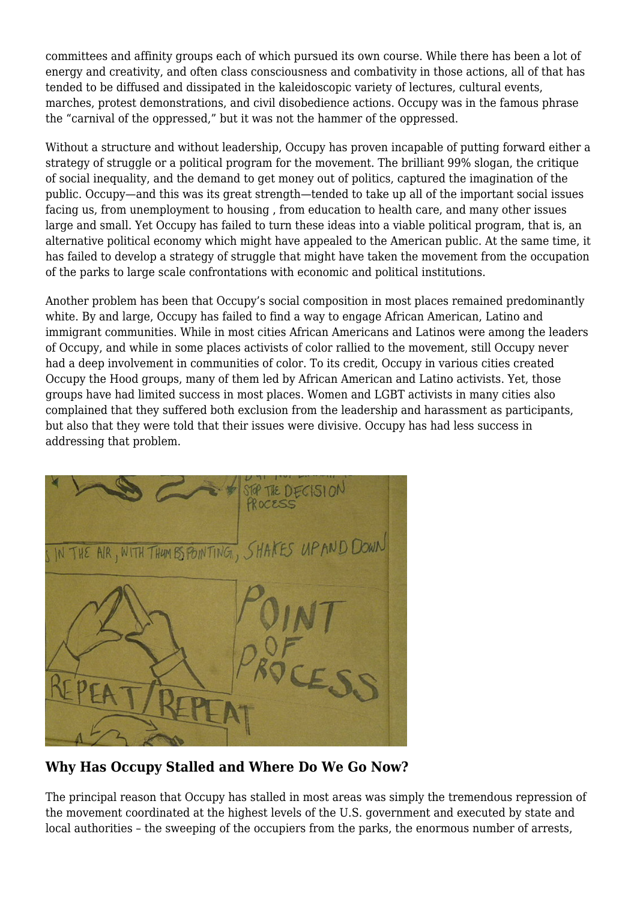committees and affinity groups each of which pursued its own course. While there has been a lot of energy and creativity, and often class consciousness and combativity in those actions, all of that has tended to be diffused and dissipated in the kaleidoscopic variety of lectures, cultural events, marches, protest demonstrations, and civil disobedience actions. Occupy was in the famous phrase the "carnival of the oppressed," but it was not the hammer of the oppressed.

Without a structure and without leadership, Occupy has proven incapable of putting forward either a strategy of struggle or a political program for the movement. The brilliant 99% slogan, the critique of social inequality, and the demand to get money out of politics, captured the imagination of the public. Occupy—and this was its great strength—tended to take up all of the important social issues facing us, from unemployment to housing , from education to health care, and many other issues large and small. Yet Occupy has failed to turn these ideas into a viable political program, that is, an alternative political economy which might have appealed to the American public. At the same time, it has failed to develop a strategy of struggle that might have taken the movement from the occupation of the parks to large scale confrontations with economic and political institutions.

Another problem has been that Occupy's social composition in most places remained predominantly white. By and large, Occupy has failed to find a way to engage African American, Latino and immigrant communities. While in most cities African Americans and Latinos were among the leaders of Occupy, and while in some places activists of color rallied to the movement, still Occupy never had a deep involvement in communities of color. To its credit, Occupy in various cities created Occupy the Hood groups, many of them led by African American and Latino activists. Yet, those groups have had limited success in most places. Women and LGBT activists in many cities also complained that they suffered both exclusion from the leadership and harassment as participants, but also that they were told that their issues were divisive. Occupy has had less success in addressing that problem.

### Why Has Occupy Stalled and Where Do We Go Now?

The principal reason that Occupy has stalled in most areas was simply the tremendous repression of the movement coordinated at the highest levels of the U.S. government and executed by state and local authorities – the sweeping of the occupiers from the parks, the enormous number of arrests,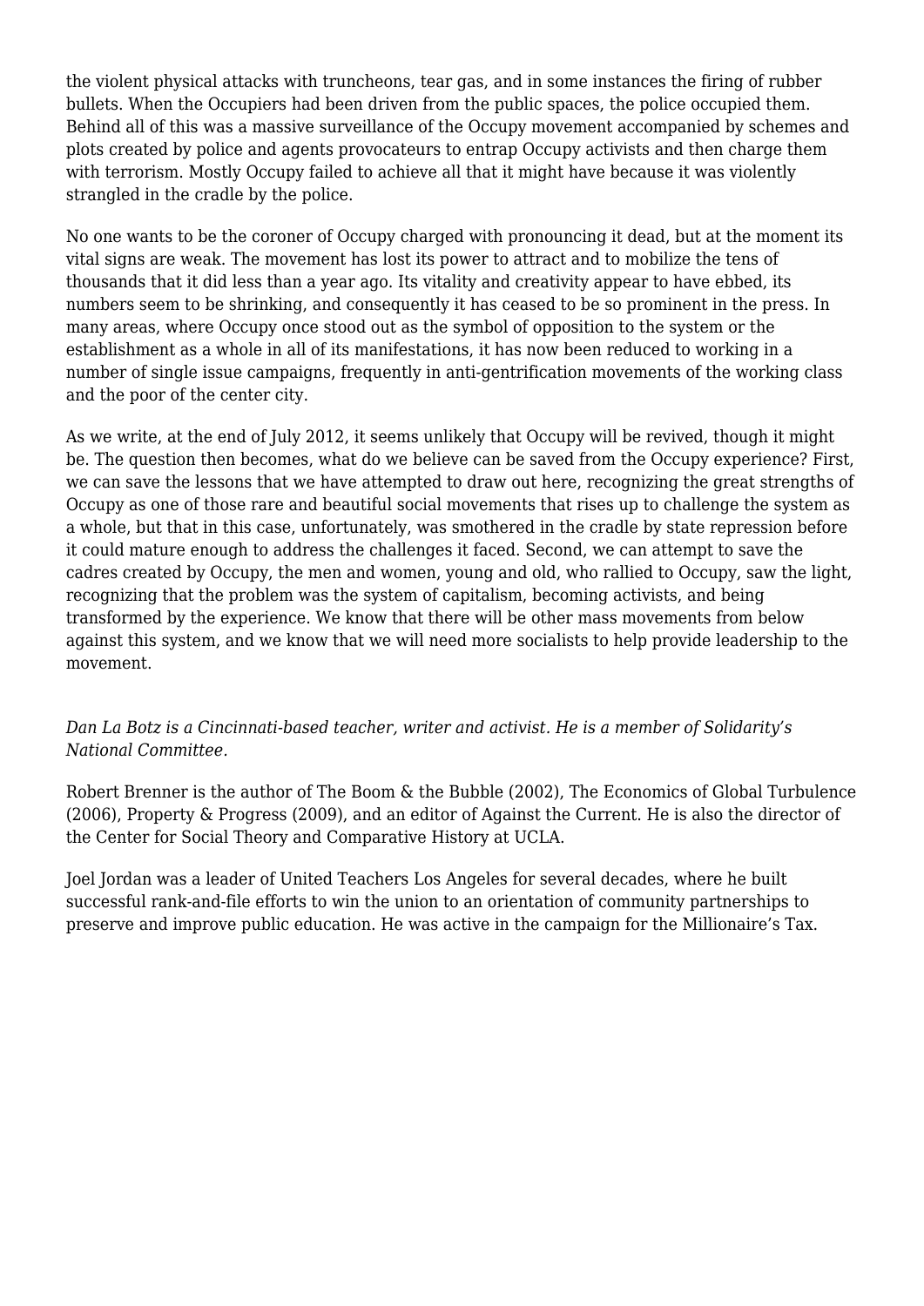the violent physical attacks with truncheons, tear gas, and in some instances the firing of rubber bullets. When the Occupiers had been driven from the public spaces, the police occupied them. Behind all of this was a massive surveillance of the Occupy movement accompanied by schemes and plots created by police and agents provocateurs to entrap Occupy activists and then charge them with terrorism. Mostly Occupy failed to achieve all that it might have because it was violently strangled in the cradle by the police.

No one wants to be the coroner of Occupy charged with pronouncing it dead, but at the moment its vital signs are weak. The movement has lost its power to attract and to mobilize the tens of thousands that it did less than a year ago. Its vitality and creativity appear to have ebbed, its numbers seem to be shrinking, and consequently it has ceased to be so prominent in the press. In many areas, where Occupy once stood out as the symbol of opposition to the system or the establishment as a whole in all of its manifestations, it has now been reduced to working in a number of single issue campaigns, frequently in anti-gentrification movements of the working class and the poor of the center city.

As we write, at the end of July 2012, it seems unlikely that Occupy will be revived, though it might be. The question then becomes, what do we believe can be saved from the Occupy experience? First, we can save the lessons that we have attempted to draw out here, recognizing the great strengths of Occupy as one of those rare and beautiful social movements that rises up to challenge the system as a whole, but that in this case, unfortunately, was smothered in the cradle by state repression before it could mature enough to address the challenges it faced. Second, we can attempt to save the cadres created by Occupy, the men and women, young and old, who rallied to Occupy, saw the light, recognizing that the problem was the system of capitalism, becoming activists, and being transformed by the experience. We know that there will be other mass movements from below against this system, and we know that we will need more socialists to help provide leadership to the movement.

*Dan La Botz is a Cincinnati-based teacher, writer and activist. He is a member of Solidarity's National Committee.*

Robert Brenner is the author of The Boom & the Bubble (2002), The Economics of Global Turbulence (2006), Property & Progress (2009), and an editor of Against the Current. He is also the director of the Center for Social Theory and Comparative History at UCLA.

Joel Jordan was a leader of United Teachers Los Angeles for several decades, where he built successful rank-and-file efforts to win the union to an orientation of community partnerships to preserve and improve public education. He was active in the campaign for the Millionaire's Tax.